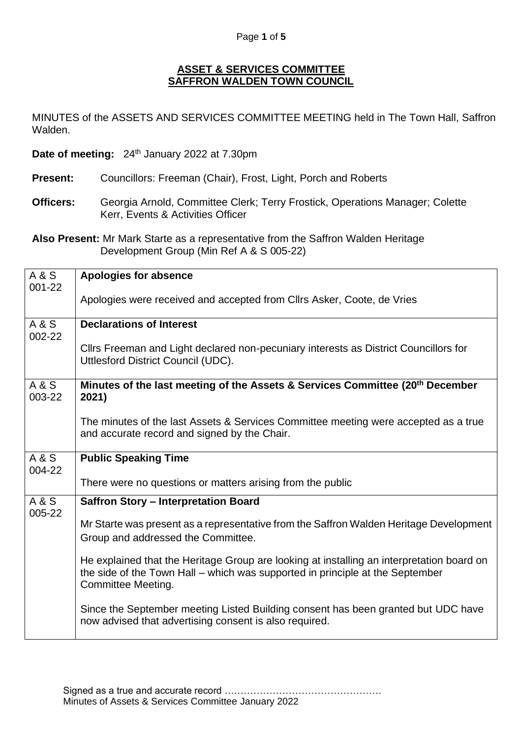**ASSET & SERVICES COMMITTEE**
**SAFFRON WALDEN TOWN COUNCIL**

MINUTES of the ASSETS AND SERVICES COMMITTEE MEETING held in The Town Hall, Saffron Walden.

**Date of meeting:** 24th January 2022 at 7.30pm

**Present:** Councillors: Freeman (Chair), Frost, Light, Porch and Roberts

**Officers:** Georgia Arnold, Committee Clerk; Terry Frostick, Operations Manager; Colette Kerr, Events & Activities Officer

**Also Present:** Mr Mark Starte as a representative from the Saffron Walden Heritage Development Group (Min Ref A & S 005-22)

| | |
|---|---|
| A & S 001-22 | **Apologies for absence**<br><br>Apologies were received and accepted from Cllrs Asker, Coote, de Vries |
| A & S 002-22 | **Declarations of Interest**<br><br>Cllrs Freeman and Light declared non-pecuniary interests as District Councillors for Uttlesford District Council (UDC). |
| A & S 003-22 | **Minutes of the last meeting of the Assets & Services Committee (20th December 2021)**<br><br>The minutes of the last Assets & Services Committee meeting were accepted as a true and accurate record and signed by the Chair. |
| A & S 004-22 | **Public Speaking Time**<br><br>There were no questions or matters arising from the public |
| A & S 005-22 | **Saffron Story – Interpretation Board**<br><br>Mr Starte was present as a representative from the Saffron Walden Heritage Development Group and addressed the Committee.<br><br>He explained that the Heritage Group are looking at installing an interpretation board on the side of the Town Hall – which was supported in principle at the September Committee Meeting.<br><br>Since the September meeting Listed Building consent has been granted but UDC have now advised that advertising consent is also required. |

Signed as a true and accurate record …………………………………………
Minutes of Assets & Services Committee January 2022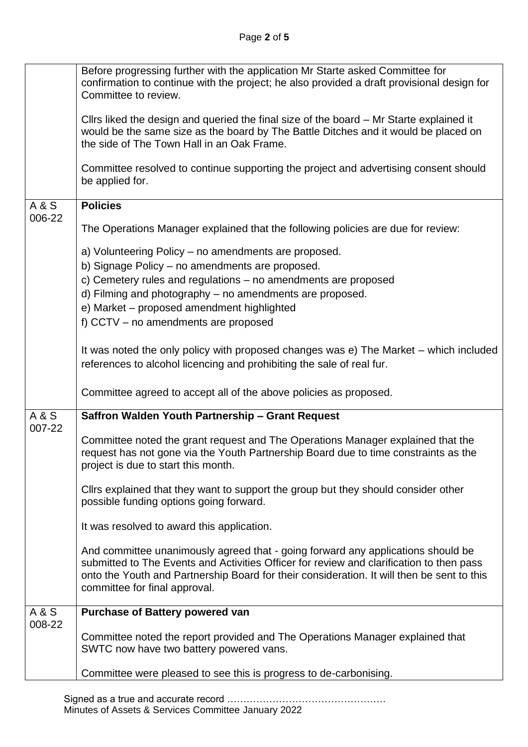| | |
|---|---|
| | Before progressing further with the application Mr Starte asked Committee for confirmation to continue with the project; he also provided a draft provisional design for Committee to review.<br><br>Cllrs liked the design and queried the final size of the board – Mr Starte explained it would be the same size as the board by The Battle Ditches and it would be placed on the side of The Town Hall in an Oak Frame.<br><br>Committee resolved to continue supporting the project and advertising consent should be applied for. |
| A & S 006-22 | **Policies**<br><br>The Operations Manager explained that the following policies are due for review:<br><br>a) Volunteering Policy – no amendments are proposed.<br>b) Signage Policy – no amendments are proposed.<br>c) Cemetery rules and regulations – no amendments are proposed<br>d) Filming and photography – no amendments are proposed.<br>e) Market – proposed amendment highlighted<br>f) CCTV – no amendments are proposed<br><br>It was noted the only policy with proposed changes was e) The Market – which included references to alcohol licencing and prohibiting the sale of real fur.<br><br>Committee agreed to accept all of the above policies as proposed. |
| A & S 007-22 | **Saffron Walden Youth Partnership – Grant Request**<br><br>Committee noted the grant request and The Operations Manager explained that the request has not gone via the Youth Partnership Board due to time constraints as the project is due to start this month.<br><br>Cllrs explained that they want to support the group but they should consider other possible funding options going forward.<br><br>It was resolved to award this application.<br><br>And committee unanimously agreed that - going forward any applications should be submitted to The Events and Activities Officer for review and clarification to then pass onto the Youth and Partnership Board for their consideration. It will then be sent to this committee for final approval. |
| A & S 008-22 | **Purchase of Battery powered van**<br><br>Committee noted the report provided and The Operations Manager explained that SWTC now have two battery powered vans.<br><br>Committee were pleased to see this is progress to de-carbonising. |

Signed as a true and accurate record …………………………………………
Minutes of Assets & Services Committee January 2022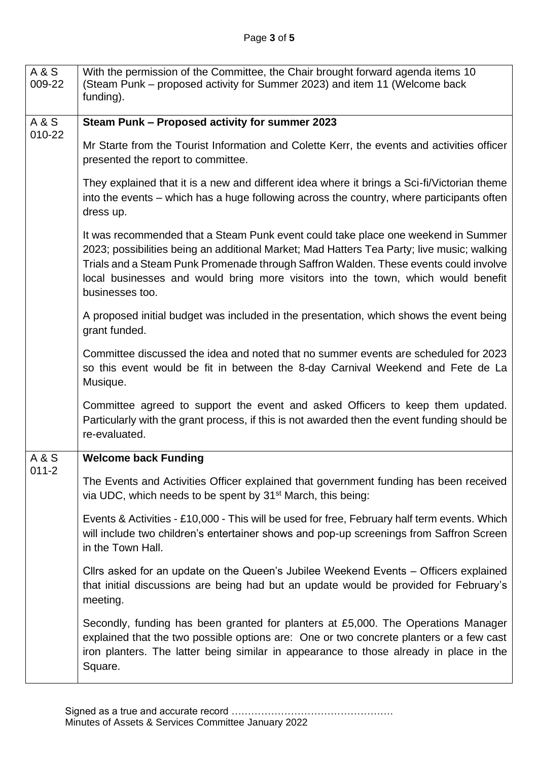| | |
|---|---|
| A & S 009-22 | With the permission of the Committee, the Chair brought forward agenda items 10 (Steam Punk – proposed activity for Summer 2023) and item 11 (Welcome back funding). |
| A & S 010-22 | **Steam Punk – Proposed activity for summer 2023**<br><br>Mr Starte from the Tourist Information and Colette Kerr, the events and activities officer presented the report to committee.<br><br>They explained that it is a new and different idea where it brings a Sci-fi/Victorian theme into the events – which has a huge following across the country, where participants often dress up.<br><br>It was recommended that a Steam Punk event could take place one weekend in Summer 2023; possibilities being an additional Market; Mad Hatters Tea Party; live music; walking Trials and a Steam Punk Promenade through Saffron Walden. These events could involve local businesses and would bring more visitors into the town, which would benefit businesses too.<br><br>A proposed initial budget was included in the presentation, which shows the event being grant funded.<br><br>Committee discussed the idea and noted that no summer events are scheduled for 2023 so this event would be fit in between the 8-day Carnival Weekend and Fete de La Musique.<br><br>Committee agreed to support the event and asked Officers to keep them updated. Particularly with the grant process, if this is not awarded then the event funding should be re-evaluated. |
| A & S 011-2 | **Welcome back Funding**<br><br>The Events and Activities Officer explained that government funding has been received via UDC, which needs to be spent by 31st March, this being:<br><br>Events & Activities - £10,000 - This will be used for free, February half term events. Which will include two children's entertainer shows and pop-up screenings from Saffron Screen in the Town Hall.<br><br>Cllrs asked for an update on the Queen's Jubilee Weekend Events – Officers explained that initial discussions are being had but an update would be provided for February's meeting.<br><br>Secondly, funding has been granted for planters at £5,000. The Operations Manager explained that the two possible options are: One or two concrete planters or a few cast iron planters. The latter being similar in appearance to those already in place in the Square. |

Signed as a true and accurate record ………………………………………….
Minutes of Assets & Services Committee January 2022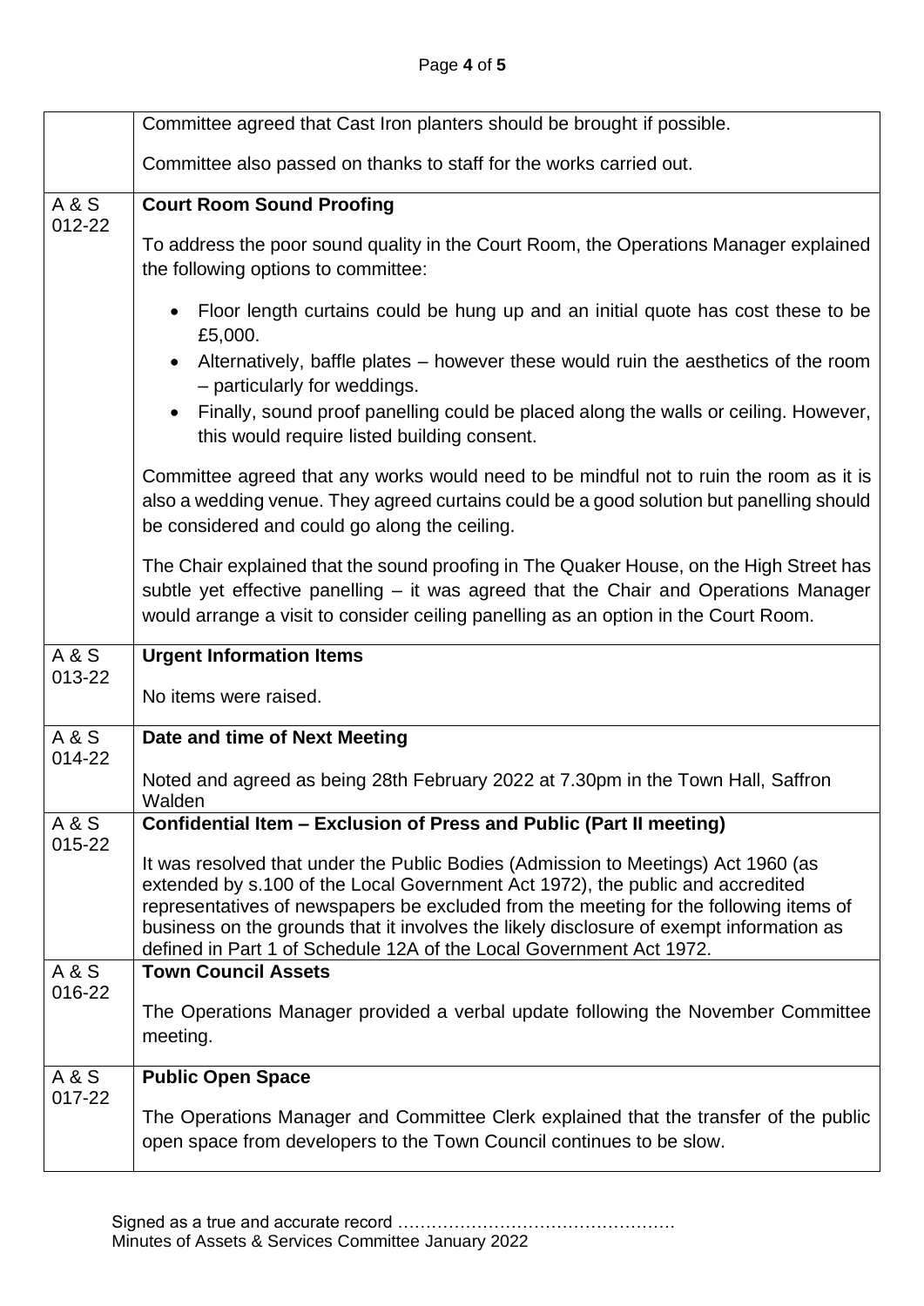| | |
|---|---|
| | Committee agreed that Cast Iron planters should be brought if possible.<br><br>Committee also passed on thanks to staff for the works carried out. |
| A & S 012-22 | **Court Room Sound Proofing**<br><br>To address the poor sound quality in the Court Room, the Operations Manager explained the following options to committee:<br><br>• Floor length curtains could be hung up and an initial quote has cost these to be £5,000.<br>• Alternatively, baffle plates – however these would ruin the aesthetics of the room – particularly for weddings.<br>• Finally, sound proof panelling could be placed along the walls or ceiling. However, this would require listed building consent.<br><br>Committee agreed that any works would need to be mindful not to ruin the room as it is also a wedding venue. They agreed curtains could be a good solution but panelling should be considered and could go along the ceiling.<br><br>The Chair explained that the sound proofing in The Quaker House, on the High Street has subtle yet effective panelling – it was agreed that the Chair and Operations Manager would arrange a visit to consider ceiling panelling as an option in the Court Room. |
| A & S 013-22 | **Urgent Information Items**<br><br>No items were raised. |
| A & S 014-22 | **Date and time of Next Meeting**<br><br>Noted and agreed as being 28th February 2022 at 7.30pm in the Town Hall, Saffron Walden |
| A & S 015-22 | **Confidential Item – Exclusion of Press and Public (Part II meeting)**<br><br>It was resolved that under the Public Bodies (Admission to Meetings) Act 1960 (as extended by s.100 of the Local Government Act 1972), the public and accredited representatives of newspapers be excluded from the meeting for the following items of business on the grounds that it involves the likely disclosure of exempt information as defined in Part 1 of Schedule 12A of the Local Government Act 1972. |
| A & S 016-22 | **Town Council Assets**<br><br>The Operations Manager provided a verbal update following the November Committee meeting. |
| A & S 017-22 | **Public Open Space**<br><br>The Operations Manager and Committee Clerk explained that the transfer of the public open space from developers to the Town Council continues to be slow. |

Signed as a true and accurate record ………………………………………….
Minutes of Assets & Services Committee January 2022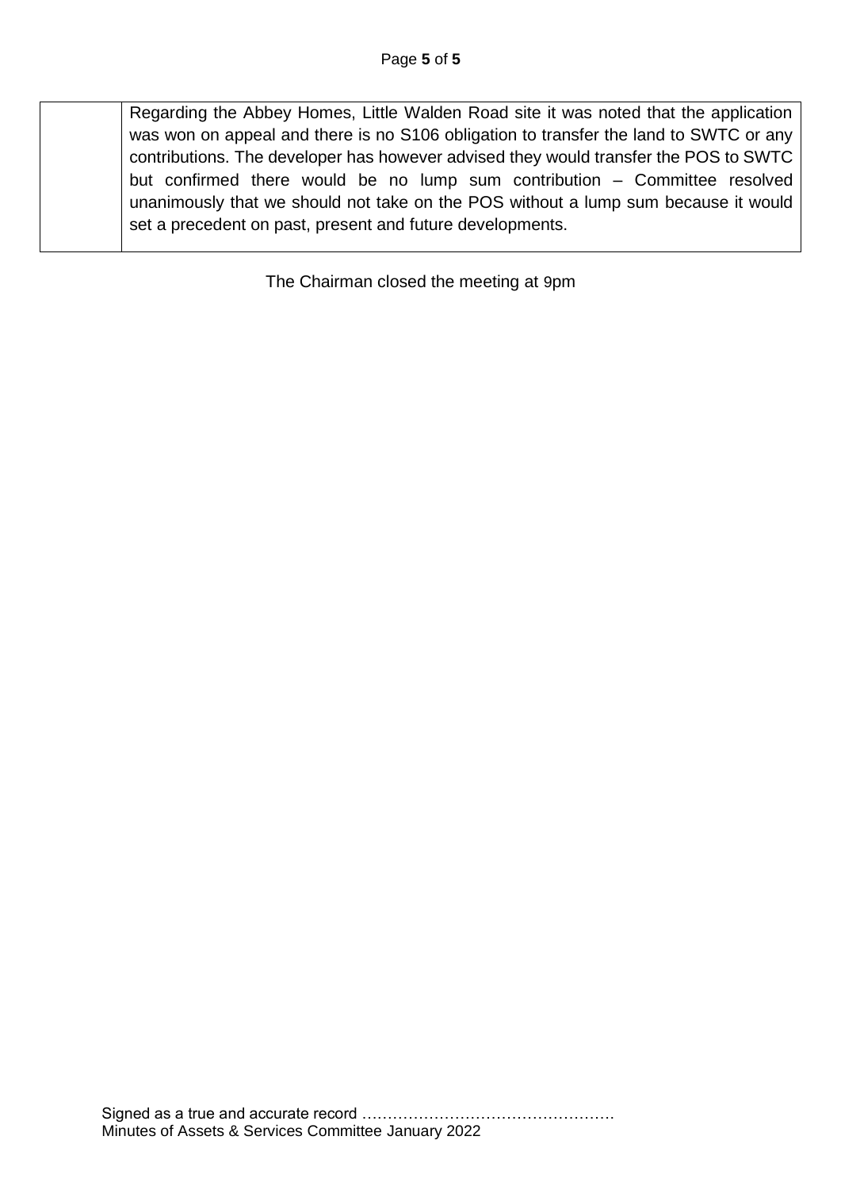| | |
|---|---|
| | Regarding the Abbey Homes, Little Walden Road site it was noted that the application was won on appeal and there is no S106 obligation to transfer the land to SWTC or any contributions. The developer has however advised they would transfer the POS to SWTC but confirmed there would be no lump sum contribution – Committee resolved unanimously that we should not take on the POS without a lump sum because it would set a precedent on past, present and future developments. |

The Chairman closed the meeting at 9pm

Signed as a true and accurate record ………………………………………….

Minutes of Assets & Services Committee January 2022